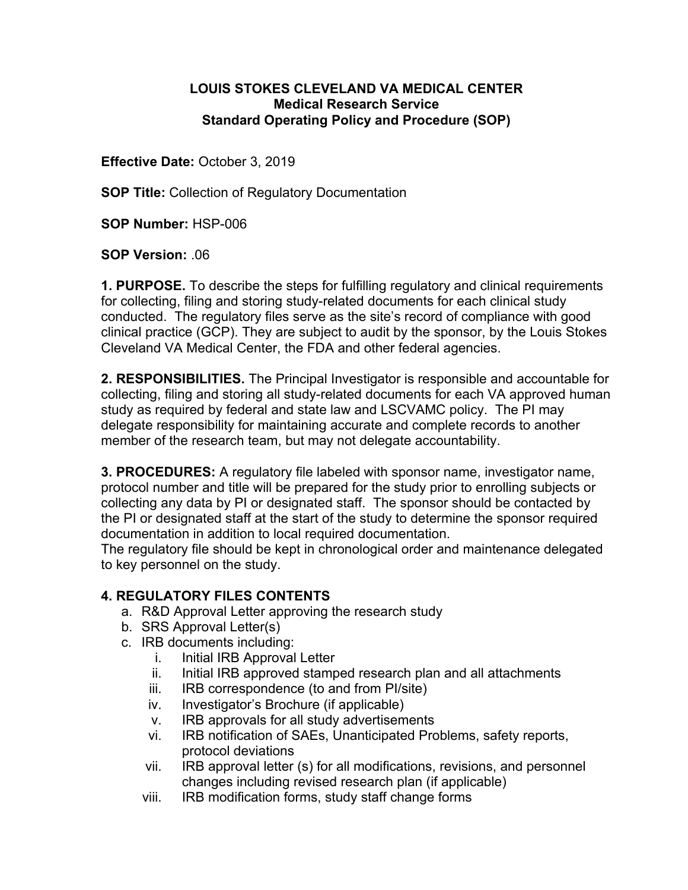**LOUIS STOKES CLEVELAND VA MEDICAL CENTER**
**Medical Research Service**
**Standard Operating Policy and Procedure (SOP)**

**Effective Date:** October 3, 2019

**SOP Title:** Collection of Regulatory Documentation

**SOP Number:** HSP-006

**SOP Version:** .06

**1. PURPOSE.** To describe the steps for fulfilling regulatory and clinical requirements for collecting, filing and storing study-related documents for each clinical study conducted. The regulatory files serve as the site's record of compliance with good clinical practice (GCP). They are subject to audit by the sponsor, by the Louis Stokes Cleveland VA Medical Center, the FDA and other federal agencies.

**2. RESPONSIBILITIES.** The Principal Investigator is responsible and accountable for collecting, filing and storing all study-related documents for each VA approved human study as required by federal and state law and LSCVAMC policy. The PI may delegate responsibility for maintaining accurate and complete records to another member of the research team, but may not delegate accountability.

**3. PROCEDURES:** A regulatory file labeled with sponsor name, investigator name, protocol number and title will be prepared for the study prior to enrolling subjects or collecting any data by PI or designated staff. The sponsor should be contacted by the PI or designated staff at the start of the study to determine the sponsor required documentation in addition to local required documentation.
The regulatory file should be kept in chronological order and maintenance delegated to key personnel on the study.

## 4. REGULATORY FILES CONTENTS

a. R&D Approval Letter approving the research study
b. SRS Approval Letter(s)
c. IRB documents including:
   i. Initial IRB Approval Letter
   ii. Initial IRB approved stamped research plan and all attachments
   iii. IRB correspondence (to and from PI/site)
   iv. Investigator's Brochure (if applicable)
   v. IRB approvals for all study advertisements
   vi. IRB notification of SAEs, Unanticipated Problems, safety reports, protocol deviations
   vii. IRB approval letter (s) for all modifications, revisions, and personnel changes including revised research plan (if applicable)
   viii. IRB modification forms, study staff change forms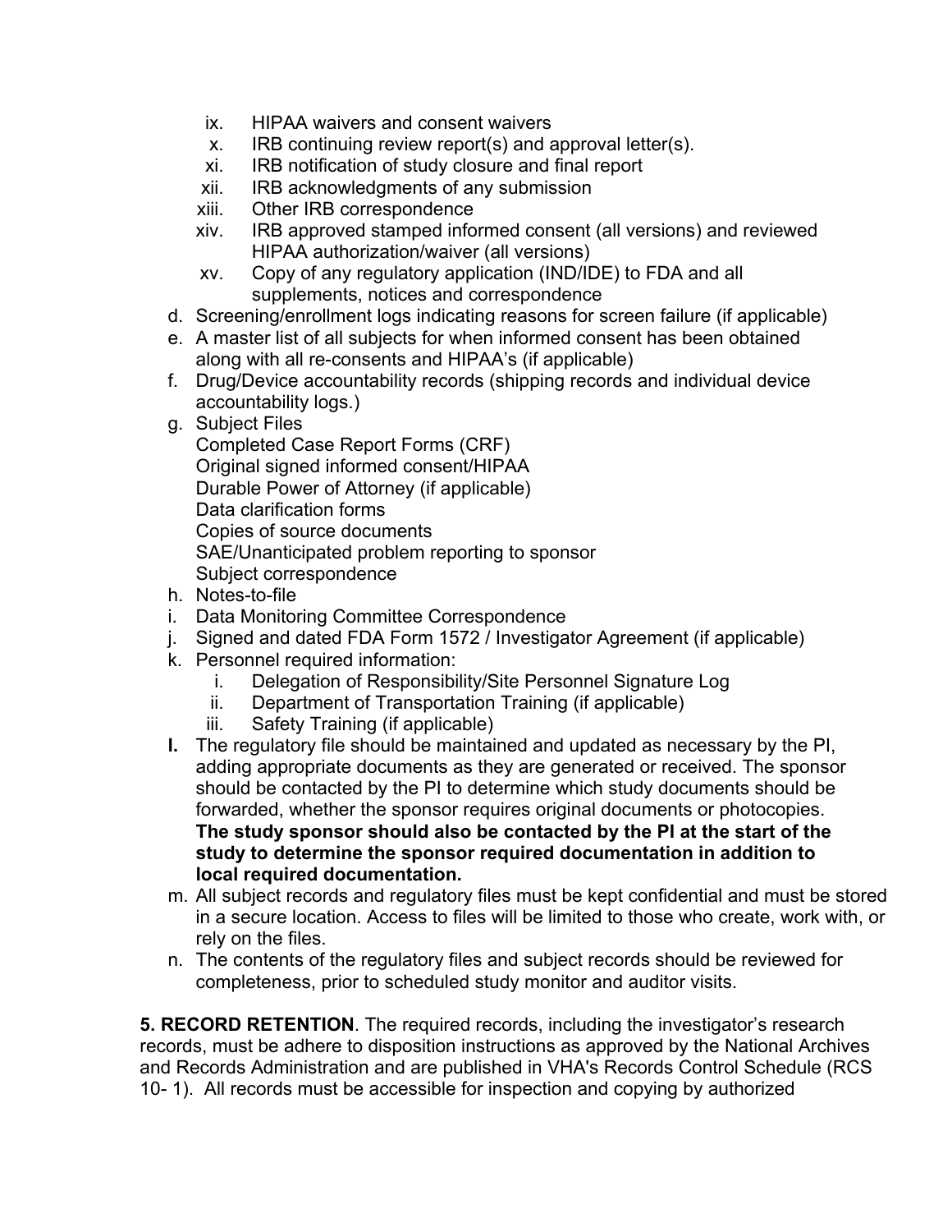ix. HIPAA waivers and consent waivers
   x. IRB continuing review report(s) and approval letter(s).
   xi. IRB notification of study closure and final report
   xii. IRB acknowledgments of any submission
   xiii. Other IRB correspondence
   xiv. IRB approved stamped informed consent (all versions) and reviewed HIPAA authorization/waiver (all versions)
   xv. Copy of any regulatory application (IND/IDE) to FDA and all supplements, notices and correspondence

d. Screening/enrollment logs indicating reasons for screen failure (if applicable)
e. A master list of all subjects for when informed consent has been obtained along with all re-consents and HIPAA's (if applicable)
f. Drug/Device accountability records (shipping records and individual device accountability logs.)
g. Subject Files
   Completed Case Report Forms (CRF)
   Original signed informed consent/HIPAA
   Durable Power of Attorney (if applicable)
   Data clarification forms
   Copies of source documents
   SAE/Unanticipated problem reporting to sponsor
   Subject correspondence
h. Notes-to-file
i. Data Monitoring Committee Correspondence
j. Signed and dated FDA Form 1572 / Investigator Agreement (if applicable)
k. Personnel required information:
   i. Delegation of Responsibility/Site Personnel Signature Log
   ii. Department of Transportation Training (if applicable)
   iii. Safety Training (if applicable)
**l.** The regulatory file should be maintained and updated as necessary by the PI, adding appropriate documents as they are generated or received. The sponsor should be contacted by the PI to determine which study documents should be forwarded, whether the sponsor requires original documents or photocopies. **The study sponsor should also be contacted by the PI at the start of the study to determine the sponsor required documentation in addition to local required documentation.**
m. All subject records and regulatory files must be kept confidential and must be stored in a secure location. Access to files will be limited to those who create, work with, or rely on the files.
n. The contents of the regulatory files and subject records should be reviewed for completeness, prior to scheduled study monitor and auditor visits.

**5. RECORD RETENTION**. The required records, including the investigator's research records, must be adhere to disposition instructions as approved by the National Archives and Records Administration and are published in VHA's Records Control Schedule (RCS 10- 1). All records must be accessible for inspection and copying by authorized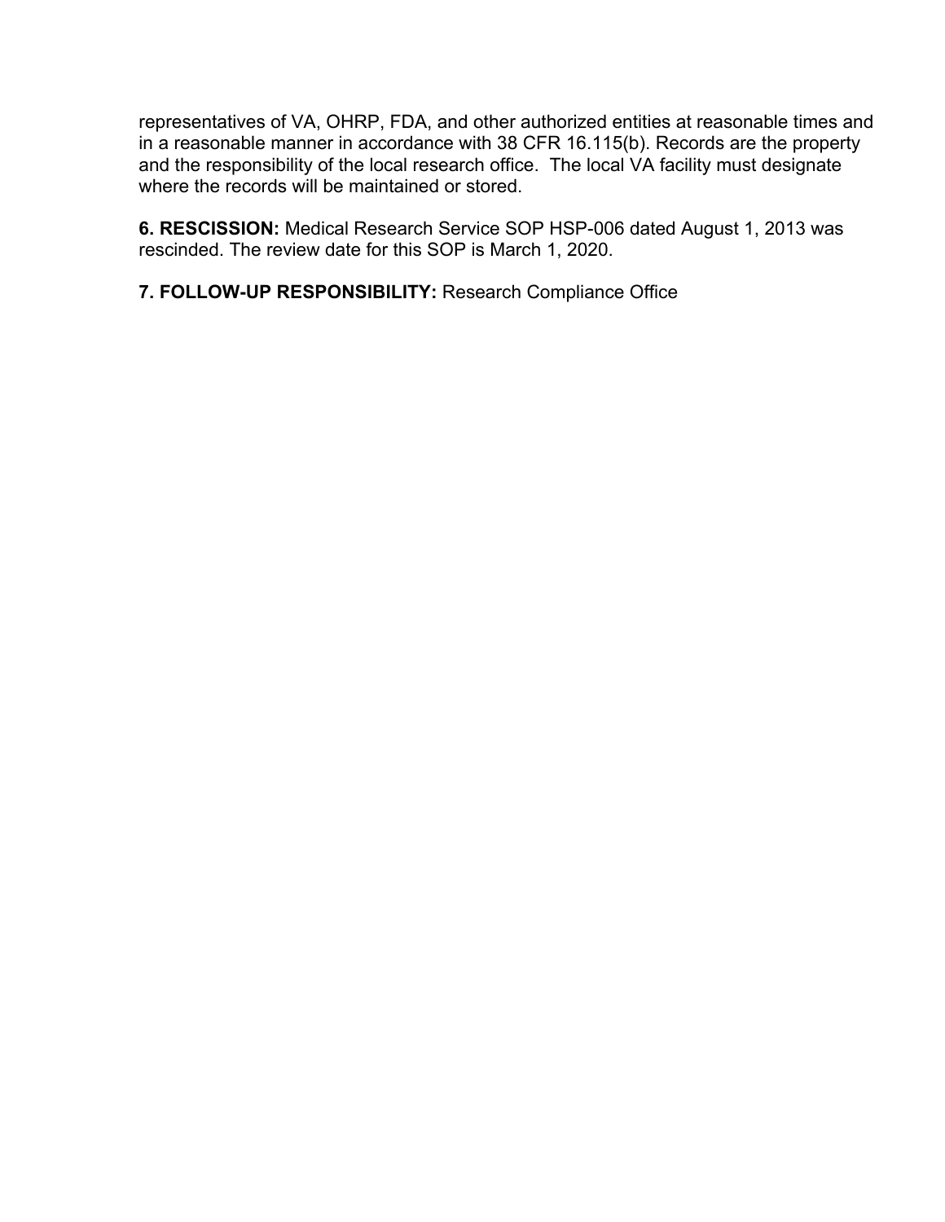representatives of VA, OHRP, FDA, and other authorized entities at reasonable times and in a reasonable manner in accordance with 38 CFR 16.115(b). Records are the property and the responsibility of the local research office. The local VA facility must designate where the records will be maintained or stored.

**6. RESCISSION:** Medical Research Service SOP HSP-006 dated August 1, 2013 was rescinded. The review date for this SOP is March 1, 2020.

**7. FOLLOW-UP RESPONSIBILITY:** Research Compliance Office